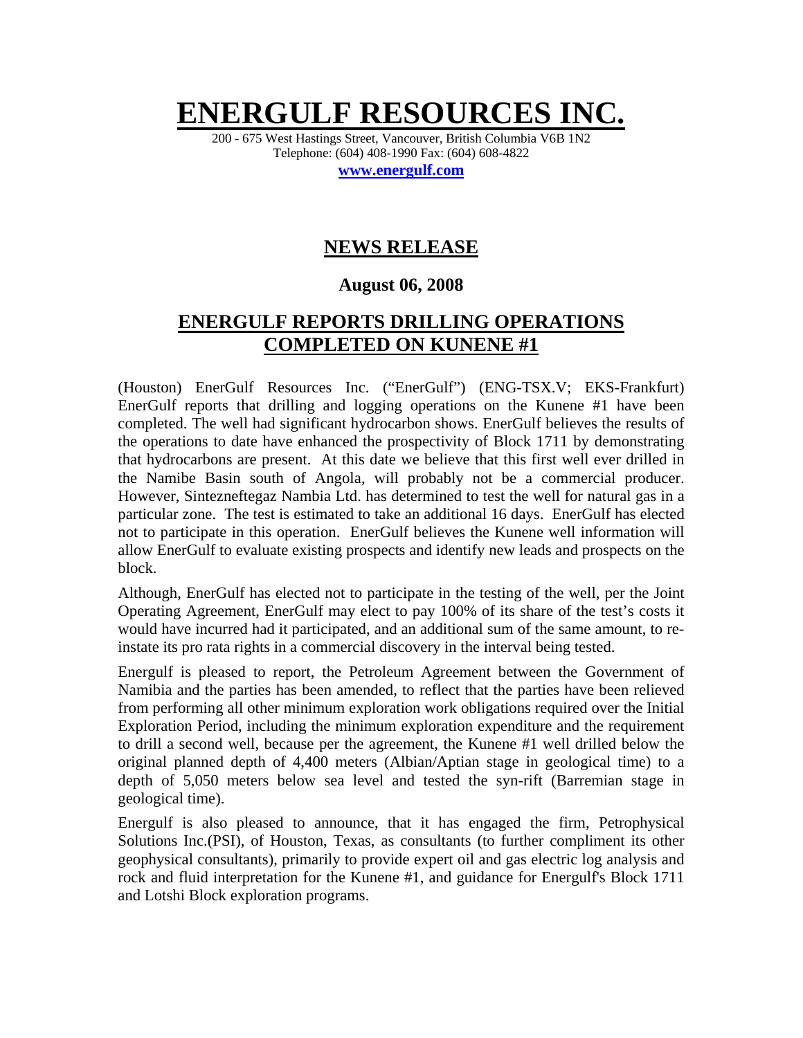# ENERGULF RESOURCES INC.

200 - 675 West Hastings Street, Vancouver, British Columbia V6B 1N2
Telephone: (604) 408-1990 Fax: (604) 608-4822
**www.energulf.com**

## NEWS RELEASE

### August 06, 2008

## ENERGULF REPORTS DRILLING OPERATIONS COMPLETED ON KUNENE #1

(Houston) EnerGulf Resources Inc. ("EnerGulf") (ENG-TSX.V; EKS-Frankfurt) EnerGulf reports that drilling and logging operations on the Kunene #1 have been completed. The well had significant hydrocarbon shows. EnerGulf believes the results of the operations to date have enhanced the prospectivity of Block 1711 by demonstrating that hydrocarbons are present. At this date we believe that this first well ever drilled in the Namibe Basin south of Angola, will probably not be a commercial producer. However, Sintezneftegaz Nambia Ltd. has determined to test the well for natural gas in a particular zone. The test is estimated to take an additional 16 days. EnerGulf has elected not to participate in this operation. EnerGulf believes the Kunene well information will allow EnerGulf to evaluate existing prospects and identify new leads and prospects on the block.

Although, EnerGulf has elected not to participate in the testing of the well, per the Joint Operating Agreement, EnerGulf may elect to pay 100% of its share of the test's costs it would have incurred had it participated, and an additional sum of the same amount, to re-instate its pro rata rights in a commercial discovery in the interval being tested.

Energulf is pleased to report, the Petroleum Agreement between the Government of Namibia and the parties has been amended, to reflect that the parties have been relieved from performing all other minimum exploration work obligations required over the Initial Exploration Period, including the minimum exploration expenditure and the requirement to drill a second well, because per the agreement, the Kunene #1 well drilled below the original planned depth of 4,400 meters (Albian/Aptian stage in geological time) to a depth of 5,050 meters below sea level and tested the syn-rift (Barremian stage in geological time).

Energulf is also pleased to announce, that it has engaged the firm, Petrophysical Solutions Inc.(PSI), of Houston, Texas, as consultants (to further compliment its other geophysical consultants), primarily to provide expert oil and gas electric log analysis and rock and fluid interpretation for the Kunene #1, and guidance for Energulf's Block 1711 and Lotshi Block exploration programs.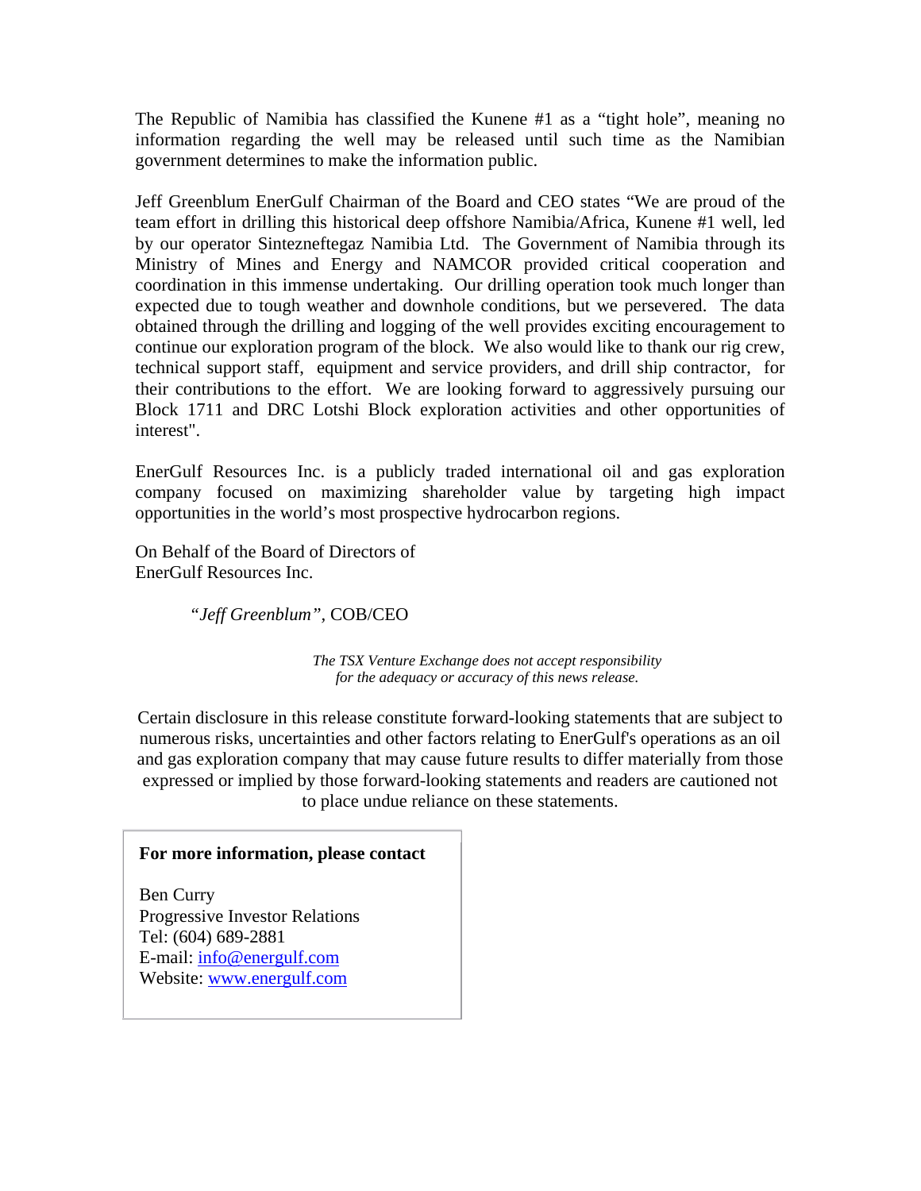The Republic of Namibia has classified the Kunene #1 as a "tight hole", meaning no information regarding the well may be released until such time as the Namibian government determines to make the information public.

Jeff Greenblum EnerGulf Chairman of the Board and CEO states "We are proud of the team effort in drilling this historical deep offshore Namibia/Africa, Kunene #1 well, led by our operator Sintezneftegaz Namibia Ltd. The Government of Namibia through its Ministry of Mines and Energy and NAMCOR provided critical cooperation and coordination in this immense undertaking. Our drilling operation took much longer than expected due to tough weather and downhole conditions, but we persevered. The data obtained through the drilling and logging of the well provides exciting encouragement to continue our exploration program of the block. We also would like to thank our rig crew, technical support staff, equipment and service providers, and drill ship contractor, for their contributions to the effort. We are looking forward to aggressively pursuing our Block 1711 and DRC Lotshi Block exploration activities and other opportunities of interest".

EnerGulf Resources Inc. is a publicly traded international oil and gas exploration company focused on maximizing shareholder value by targeting high impact opportunities in the world's most prospective hydrocarbon regions.

On Behalf of the Board of Directors of
EnerGulf Resources Inc.

*"Jeff Greenblum"*, COB/CEO

*The TSX Venture Exchange does not accept responsibility for the adequacy or accuracy of this news release.*

Certain disclosure in this release constitute forward-looking statements that are subject to numerous risks, uncertainties and other factors relating to EnerGulf's operations as an oil and gas exploration company that may cause future results to differ materially from those expressed or implied by those forward-looking statements and readers are cautioned not to place undue reliance on these statements.

**For more information, please contact**

Ben Curry
Progressive Investor Relations
Tel: (604) 689-2881
E-mail: info@energulf.com
Website: www.energulf.com